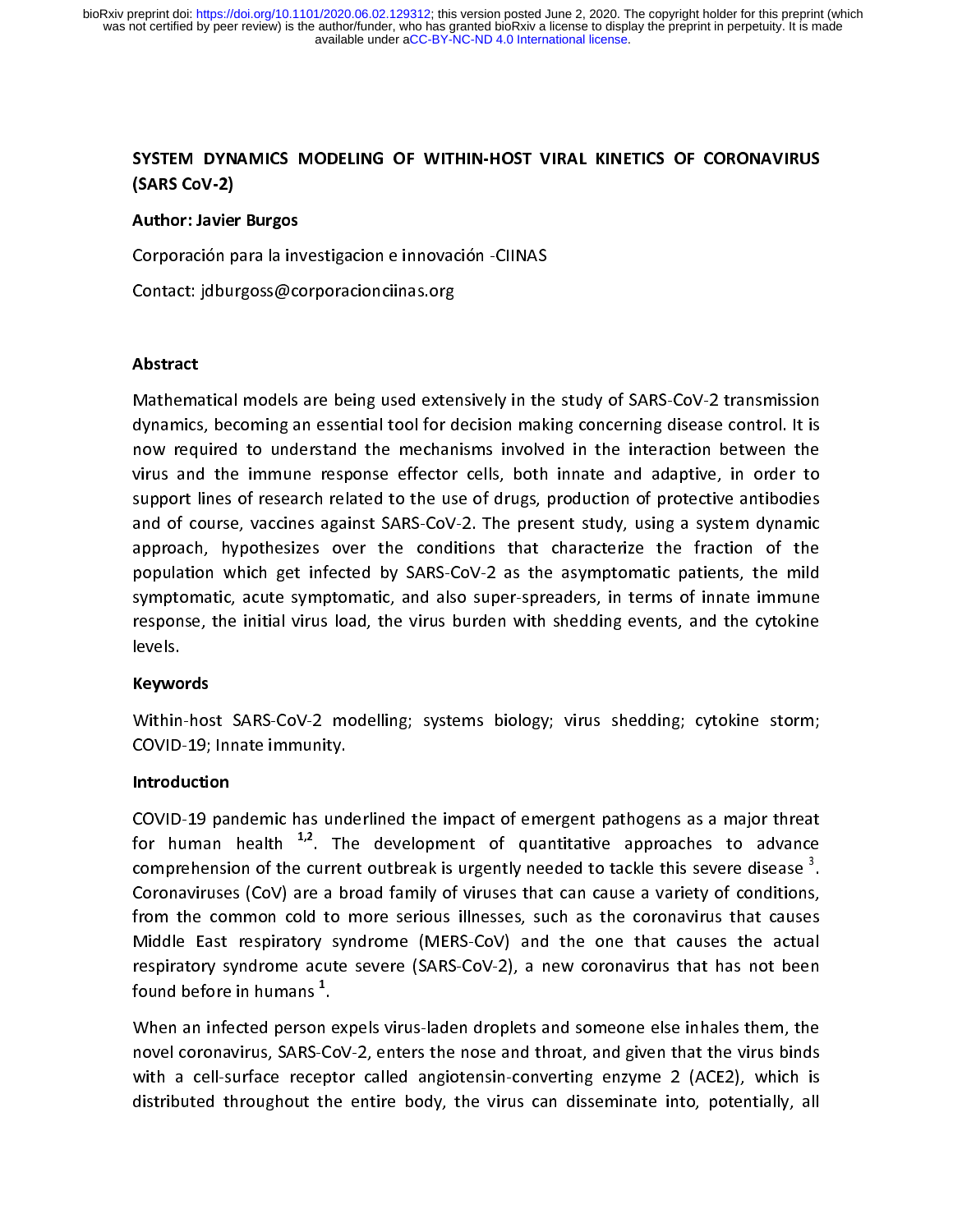# SYSTEM DYNAMICS MODELING OF WITHIN-HOST VIRAL KINETICS OF CORONAVIRUS (SARS CoV-2)

**Author: Javier Burgos**

Corporación para la investigacion e innovación -CIINAS

Contact: jdburgoss@corporacionciinas.org

## Abstract

Mathematical models are being used extensively in the study of SARS-CoV-2 transmission dynamics, becoming an essential tool for decision making concerning disease control. It is now required to understand the mechanisms involved in the interaction between the virus and the immune response effector cells, both innate and adaptive, in order to support lines of research related to the use of drugs, production of protective antibodies and of course, vaccines against SARS-CoV-2. The present study, using a system dynamic approach, hypothesizes over the conditions that characterize the fraction of the population which get infected by SARS-CoV-2 as the asymptomatic patients, the mild symptomatic, acute symptomatic, and also super-spreaders, in terms of innate immune response, the initial virus load, the virus burden with shedding events, and the cytokine levels.

## Keywords

Within-host SARS-CoV-2 modelling; systems biology; virus shedding; cytokine storm; COVID-19; Innate immunity.

## Introduction

COVID-19 pandemic has underlined the impact of emergent pathogens as a major threat for human health [1,2]. The development of quantitative approaches to advance comprehension of the current outbreak is urgently needed to tackle this severe disease [3]. Coronaviruses (CoV) are a broad family of viruses that can cause a variety of conditions, from the common cold to more serious illnesses, such as the coronavirus that causes Middle East respiratory syndrome (MERS-CoV) and the one that causes the actual respiratory syndrome acute severe (SARS-CoV-2), a new coronavirus that has not been found before in humans [1].

When an infected person expels virus-laden droplets and someone else inhales them, the novel coronavirus, SARS-CoV-2, enters the nose and throat, and given that the virus binds with a cell-surface receptor called angiotensin-converting enzyme 2 (ACE2), which is distributed throughout the entire body, the virus can disseminate into, potentially, all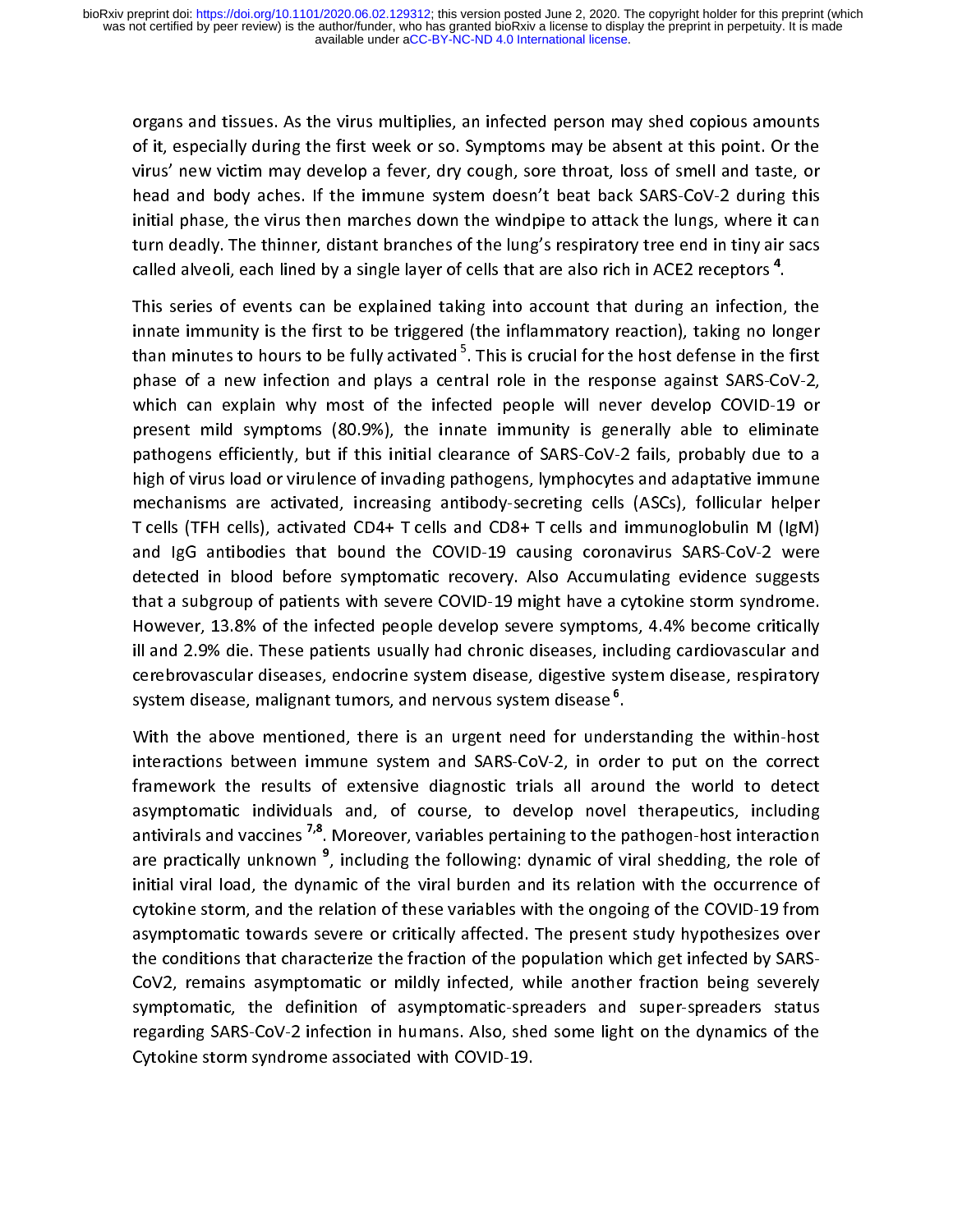organs and tissues. As the virus multiplies, an infected person may shed copious amounts of it, especially during the first week or so. Symptoms may be absent at this point. Or the virus' new victim may develop a fever, dry cough, sore throat, loss of smell and taste, or head and body aches. If the immune system doesn't beat back SARS-CoV-2 during this initial phase, the virus then marches down the windpipe to attack the lungs, where it can turn deadly. The thinner, distant branches of the lung's respiratory tree end in tiny air sacs called alveoli, each lined by a single layer of cells that are also rich in ACE2 receptors [4].

This series of events can be explained taking into account that during an infection, the innate immunity is the first to be triggered (the inflammatory reaction), taking no longer than minutes to hours to be fully activated [5]. This is crucial for the host defense in the first phase of a new infection and plays a central role in the response against SARS-CoV-2, which can explain why most of the infected people will never develop COVID-19 or present mild symptoms (80.9%), the innate immunity is generally able to eliminate pathogens efficiently, but if this initial clearance of SARS-CoV-2 fails, probably due to a high of virus load or virulence of invading pathogens, lymphocytes and adaptative immune mechanisms are activated, increasing antibody-secreting cells (ASCs), follicular helper T cells (TFH cells), activated CD4+ T cells and CD8+ T cells and immunoglobulin M (IgM) and IgG antibodies that bound the COVID-19 causing coronavirus SARS-CoV-2 were detected in blood before symptomatic recovery. Also Accumulating evidence suggests that a subgroup of patients with severe COVID-19 might have a cytokine storm syndrome. However, 13.8% of the infected people develop severe symptoms, 4.4% become critically ill and 2.9% die. These patients usually had chronic diseases, including cardiovascular and cerebrovascular diseases, endocrine system disease, digestive system disease, respiratory system disease, malignant tumors, and nervous system disease [6].

With the above mentioned, there is an urgent need for understanding the within-host interactions between immune system and SARS-CoV-2, in order to put on the correct framework the results of extensive diagnostic trials all around the world to detect asymptomatic individuals and, of course, to develop novel therapeutics, including antivirals and vaccines [7,8]. Moreover, variables pertaining to the pathogen-host interaction are practically unknown [9], including the following: dynamic of viral shedding, the role of initial viral load, the dynamic of the viral burden and its relation with the occurrence of cytokine storm, and the relation of these variables with the ongoing of the COVID-19 from asymptomatic towards severe or critically affected. The present study hypothesizes over the conditions that characterize the fraction of the population which get infected by SARS-CoV2, remains asymptomatic or mildly infected, while another fraction being severely symptomatic, the definition of asymptomatic-spreaders and super-spreaders status regarding SARS-CoV-2 infection in humans. Also, shed some light on the dynamics of the Cytokine storm syndrome associated with COVID-19.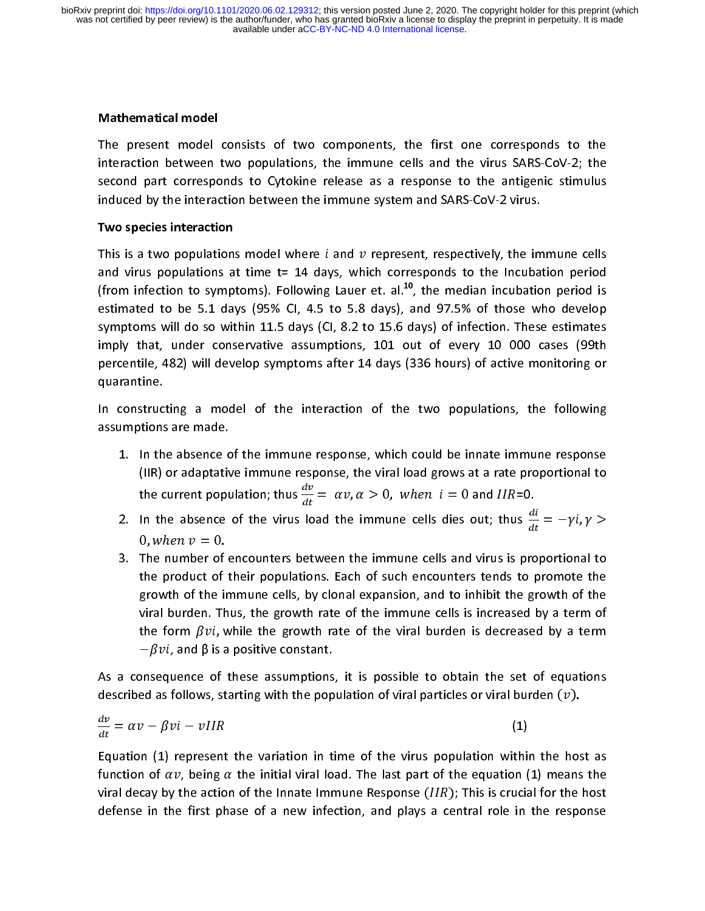**Mathematical model**

The present model consists of two components, the first one corresponds to the interaction between two populations, the immune cells and the virus SARS-CoV-2; the second part corresponds to Cytokine release as a response to the antigenic stimulus induced by the interaction between the immune system and SARS-CoV-2 virus.

**Two species interaction**

This is a two populations model where $i$ and $v$ represent, respectively, the immune cells and virus populations at time t= 14 days, which corresponds to the Incubation period (from infection to symptoms). Following Lauer et. al.[10], the median incubation period is estimated to be 5.1 days (95% CI, 4.5 to 5.8 days), and 97.5% of those who develop symptoms will do so within 11.5 days (CI, 8.2 to 15.6 days) of infection. These estimates imply that, under conservative assumptions, 101 out of every 10 000 cases (99th percentile, 482) will develop symptoms after 14 days (336 hours) of active monitoring or quarantine.

In constructing a model of the interaction of the two populations, the following assumptions are made.

1. In the absence of the immune response, which could be innate immune response (IIR) or adaptative immune response, the viral load grows at a rate proportional to the current population; thus $\frac{dv}{dt} = \alpha v, \alpha > 0,\ when\ i = 0$ and $IIR$=0.
2. In the absence of the virus load the immune cells dies out; thus $\frac{di}{dt} = -\gamma i, \gamma > 0, when\ v = 0$.
3. The number of encounters between the immune cells and virus is proportional to the product of their populations. Each of such encounters tends to promote the growth of the immune cells, by clonal expansion, and to inhibit the growth of the viral burden. Thus, the growth rate of the immune cells is increased by a term of the form $\beta vi$, while the growth rate of the viral burden is decreased by a term $-\beta vi$, and β is a positive constant.

As a consequence of these assumptions, it is possible to obtain the set of equations described as follows, starting with the population of viral particles or viral burden $(v)$.

$$\frac{dv}{dt} = \alpha v - \beta vi - vIIR \qquad (1)$$

Equation (1) represent the variation in time of the virus population within the host as function of $\alpha v$, being $\alpha$ the initial viral load. The last part of the equation (1) means the viral decay by the action of the Innate Immune Response $(IIR)$; This is crucial for the host defense in the first phase of a new infection, and plays a central role in the response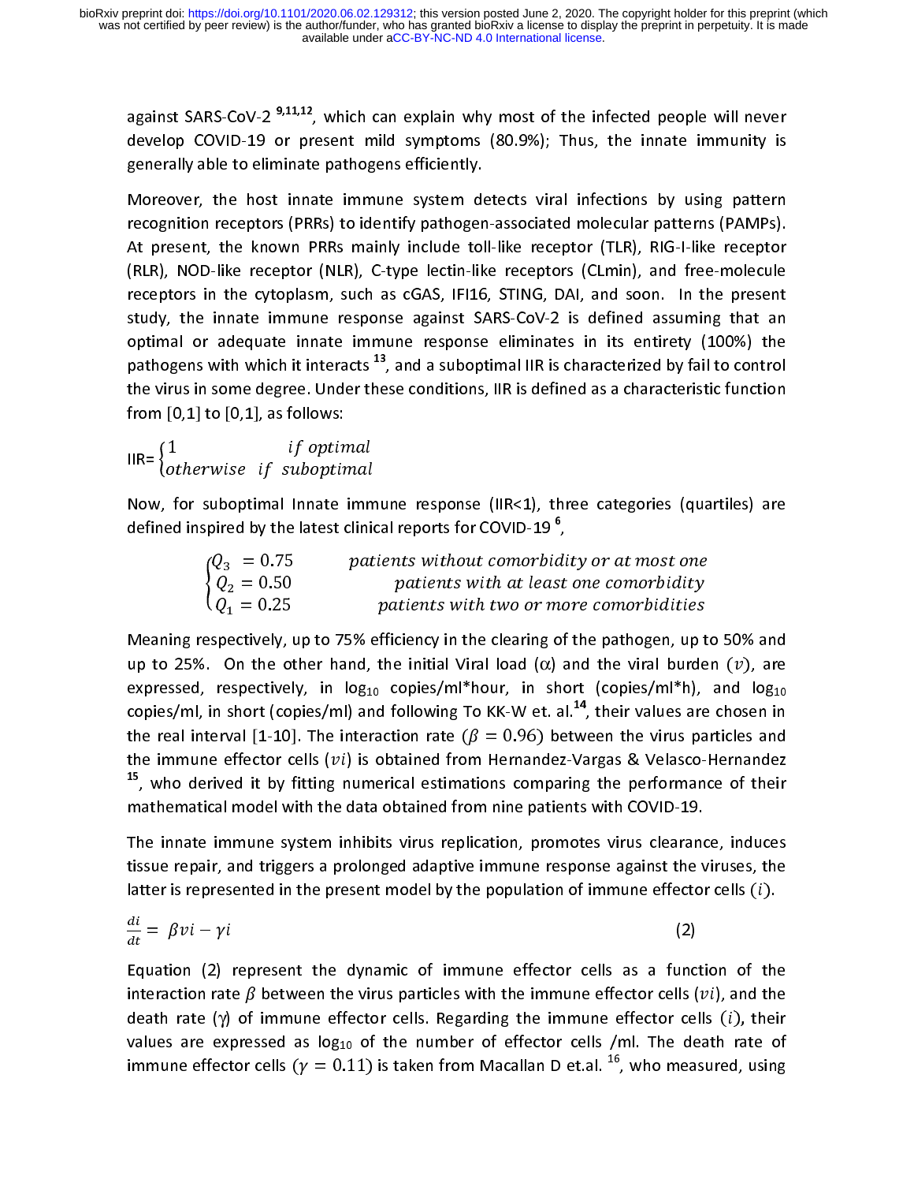against SARS-CoV-2 [9,11,12], which can explain why most of the infected people will never develop COVID-19 or present mild symptoms (80.9%); Thus, the innate immunity is generally able to eliminate pathogens efficiently.

Moreover, the host innate immune system detects viral infections by using pattern recognition receptors (PRRs) to identify pathogen-associated molecular patterns (PAMPs). At present, the known PRRs mainly include toll-like receptor (TLR), RIG-I-like receptor (RLR), NOD-like receptor (NLR), C-type lectin-like receptors (CLmin), and free-molecule receptors in the cytoplasm, such as cGAS, IFI16, STING, DAI, and soon. In the present study, the innate immune response against SARS-CoV-2 is defined assuming that an optimal or adequate innate immune response eliminates in its entirety (100%) the pathogens with which it interacts [13], and a suboptimal IIR is characterized by fail to control the virus in some degree. Under these conditions, IIR is defined as a characteristic function from [0,1] to [0,1], as follows:

$$\text{IIR}=\begin{cases} 1 & if\ optimal \\ otherwise & if\ \ suboptimal \end{cases}$$

Now, for suboptimal Innate immune response (IIR<1), three categories (quartiles) are defined inspired by the latest clinical reports for COVID-19 [6],

$$\begin{cases} Q_3\ = 0.75 & patients\ without\ comorbidity\ or\ at\ most\ one \\ Q_2 = 0.50 & patients\ with\ at\ least\ one\ comorbidity \\ Q_1 = 0.25 & patients\ with\ two\ or\ more\ comorbidities \end{cases}$$

Meaning respectively, up to 75% efficiency in the clearing of the pathogen, up to 50% and up to 25%. On the other hand, the initial Viral load ($\alpha$) and the viral burden ($v$), are expressed, respectively, in $\log_{10}$ copies/ml*hour, in short (copies/ml*h), and $\log_{10}$ copies/ml, in short (copies/ml) and following To KK-W et. al.[14], their values are chosen in the real interval [1-10]. The interaction rate ($\beta = 0.96$) between the virus particles and the immune effector cells ($vi$) is obtained from Hernandez-Vargas & Velasco-Hernandez [15], who derived it by fitting numerical estimations comparing the performance of their mathematical model with the data obtained from nine patients with COVID-19.

The innate immune system inhibits virus replication, promotes virus clearance, induces tissue repair, and triggers a prolonged adaptive immune response against the viruses, the latter is represented in the present model by the population of immune effector cells ($i$).

$$\frac{di}{dt} = \beta vi - \gamma i \tag{2}$$

Equation (2) represent the dynamic of immune effector cells as a function of the interaction rate $\beta$ between the virus particles with the immune effector cells ($vi$), and the death rate ($\gamma$) of immune effector cells. Regarding the immune effector cells ($i$), their values are expressed as $\log_{10}$ of the number of effector cells /ml. The death rate of immune effector cells ($\gamma = 0.11$) is taken from Macallan D et.al. [16], who measured, using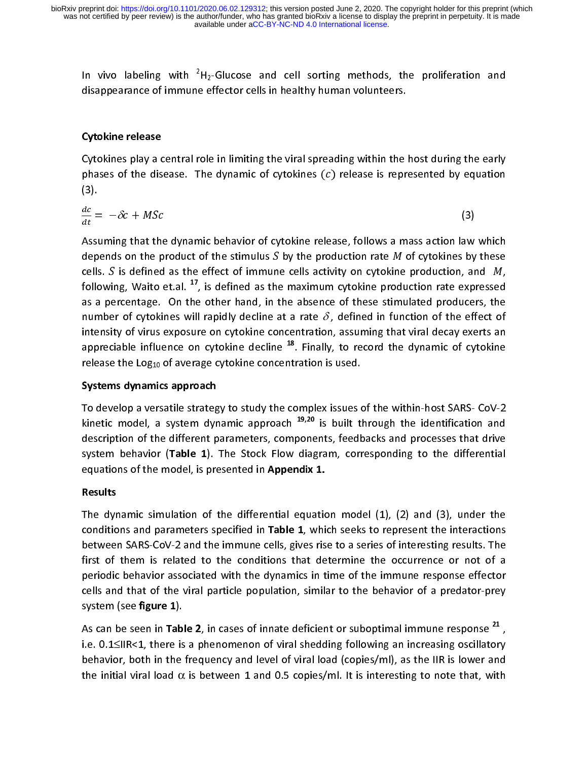In vivo labeling with $^2H_2$-Glucose and cell sorting methods, the proliferation and disappearance of immune effector cells in healthy human volunteers.

### Cytokine release

Cytokines play a central role in limiting the viral spreading within the host during the early phases of the disease. The dynamic of cytokines $(c)$ release is represented by equation (3).

$$\frac{dc}{dt} = -\delta c + MSc \tag{3}$$

Assuming that the dynamic behavior of cytokine release, follows a mass action law which depends on the product of the stimulus $S$ by the production rate $M$ of cytokines by these cells. $S$ is defined as the effect of immune cells activity on cytokine production, and $M$, following, Waito et.al. [17], is defined as the maximum cytokine production rate expressed as a percentage. On the other hand, in the absence of these stimulated producers, the number of cytokines will rapidly decline at a rate $\delta$, defined in function of the effect of intensity of virus exposure on cytokine concentration, assuming that viral decay exerts an appreciable influence on cytokine decline [18]. Finally, to record the dynamic of cytokine release the $\text{Log}_{10}$ of average cytokine concentration is used.

### Systems dynamics approach

To develop a versatile strategy to study the complex issues of the within-host SARS- CoV-2 kinetic model, a system dynamic approach [19,20] is built through the identification and description of the different parameters, components, feedbacks and processes that drive system behavior (**Table 1**). The Stock Flow diagram, corresponding to the differential equations of the model, is presented in **Appendix 1.**

## Results

The dynamic simulation of the differential equation model (1), (2) and (3), under the conditions and parameters specified in **Table 1**, which seeks to represent the interactions between SARS-CoV-2 and the immune cells, gives rise to a series of interesting results. The first of them is related to the conditions that determine the occurrence or not of a periodic behavior associated with the dynamics in time of the immune response effector cells and that of the viral particle population, similar to the behavior of a predator-prey system (see **figure 1**).

As can be seen in **Table 2**, in cases of innate deficient or suboptimal immune response [21], i.e. 0.1≤IIR<1, there is a phenomenon of viral shedding following an increasing oscillatory behavior, both in the frequency and level of viral load (copies/ml), as the IIR is lower and the initial viral load $\alpha$ is between 1 and 0.5 copies/ml. It is interesting to note that, with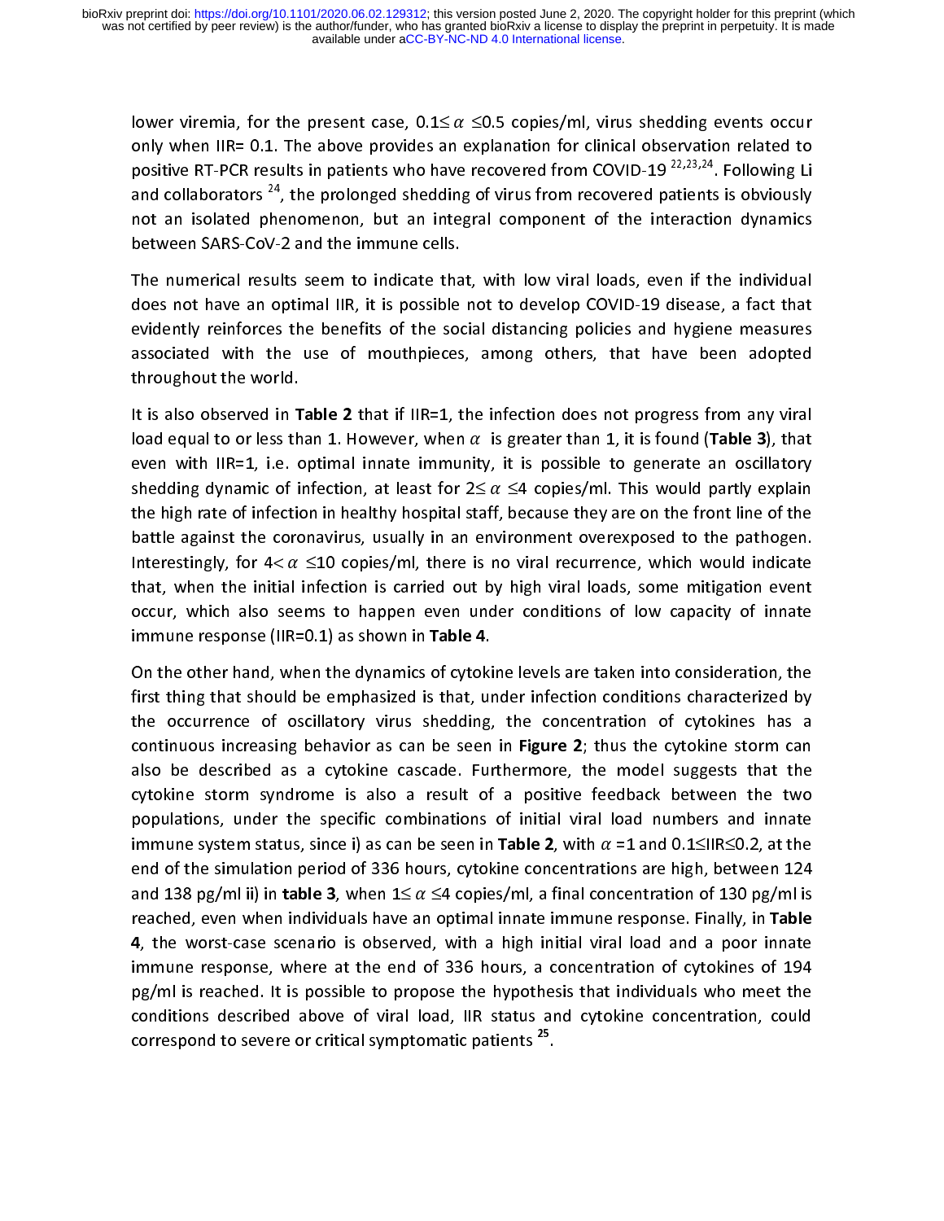lower viremia, for the present case, $0.1\leq \alpha \leq 0.5$ copies/ml, virus shedding events occur only when IIR= 0.1. The above provides an explanation for clinical observation related to positive RT-PCR results in patients who have recovered from COVID-19 [22,23,24]. Following **Li** and collaborators [24], the prolonged shedding of virus from recovered patients is obviously not an isolated phenomenon, but an integral component of the interaction dynamics between SARS-CoV-2 and the immune cells.

The numerical results seem to indicate that, with low viral loads, even if the individual does not have an optimal IIR, it is possible not to develop COVID-19 disease, a fact that evidently reinforces the benefits of the social distancing policies and hygiene measures associated with the use of mouthpieces, among others, that have been adopted throughout the world.

It is also observed in **Table 2** that if IIR=1, the infection does not progress from any viral load equal to or less than 1. However, when $\alpha$ is greater than 1, it is found (**Table 3**), that even with IIR=1, i.e. optimal innate immunity, it is possible to generate an oscillatory shedding dynamic of infection, at least for $2\leq \alpha \leq 4$ copies/ml. This would partly explain the high rate of infection in healthy hospital staff, because they are on the front line of the battle against the coronavirus, usually in an environment overexposed to the pathogen. Interestingly, for $4< \alpha \leq 10$ copies/ml, there is no viral recurrence, which would indicate that, when the initial infection is carried out by high viral loads, some mitigation event occur, which also seems to happen even under conditions of low capacity of innate immune response (IIR=0.1) as shown in **Table 4**.

On the other hand, when the dynamics of cytokine levels are taken into consideration, the first thing that should be emphasized is that, under infection conditions characterized by the occurrence of oscillatory virus shedding, the concentration of cytokines has a continuous increasing behavior as can be seen in **Figure 2**; thus the cytokine storm can also be described as a cytokine cascade. Furthermore, the model suggests that the cytokine storm syndrome is also a result of a positive feedback between the two populations, under the specific combinations of initial viral load numbers and innate immune system status, since i) as can be seen in **Table 2**, with $\alpha$ =1 and $0.1\leq$IIR$\leq 0.2$, at the end of the simulation period of 336 hours, cytokine concentrations are high, between 124 and 138 pg/ml ii) in **table 3**, when $1\leq \alpha \leq 4$ copies/ml, a final concentration of 130 pg/ml is reached, even when individuals have an optimal innate immune response. Finally, in **Table 4**, the worst-case scenario is observed, with a high initial viral load and a poor innate immune response, where at the end of 336 hours, a concentration of cytokines of 194 pg/ml is reached. It is possible to propose the hypothesis that individuals who meet the conditions described above of viral load, IIR status and cytokine concentration, could correspond to severe or critical symptomatic patients [25].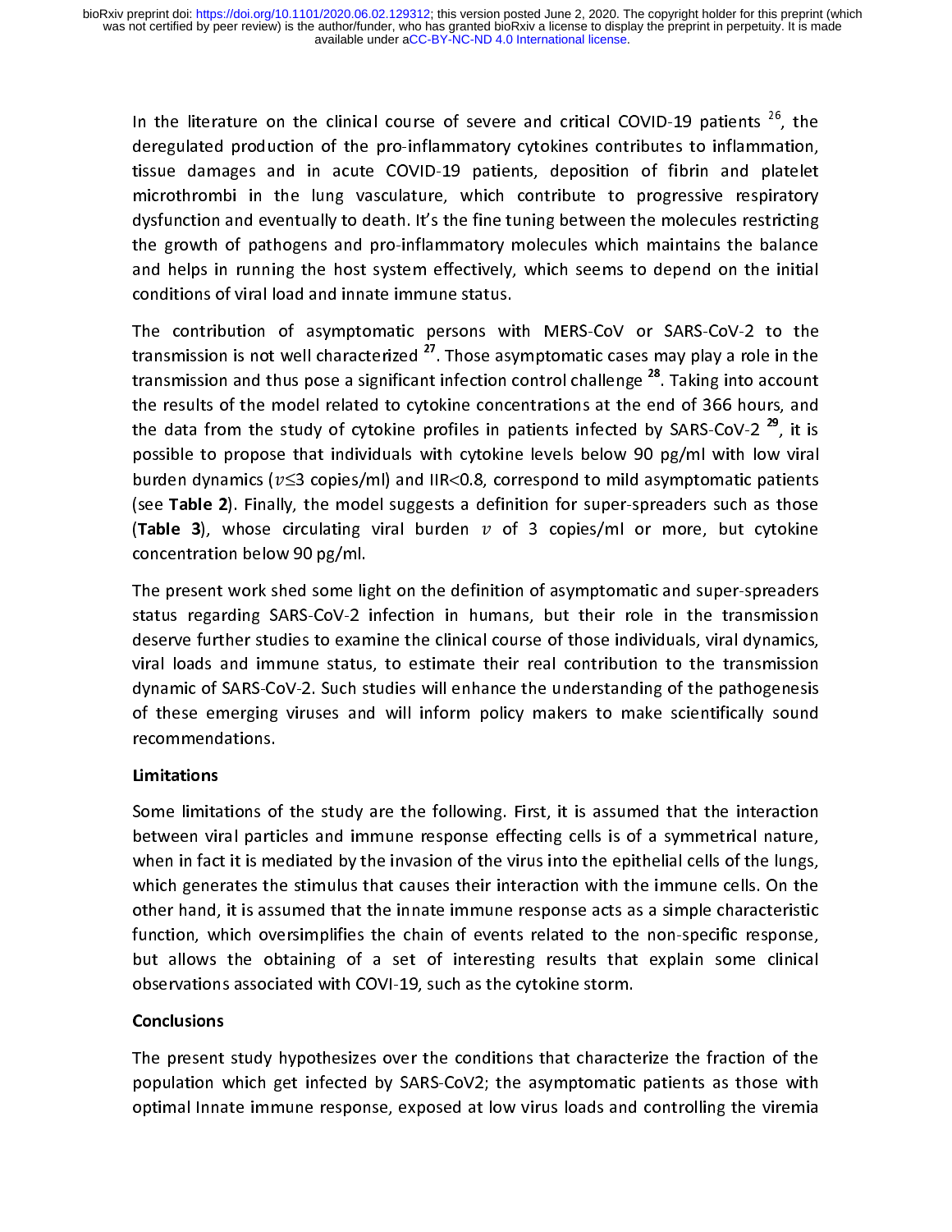In the literature on the clinical course of severe and critical COVID-19 patients [26], the deregulated production of the pro-inflammatory cytokines contributes to inflammation, tissue damages and in acute COVID-19 patients, deposition of fibrin and platelet microthrombi in the lung vasculature, which contribute to progressive respiratory dysfunction and eventually to death. It's the fine tuning between the molecules restricting the growth of pathogens and pro-inflammatory molecules which maintains the balance and helps in running the host system effectively, which seems to depend on the initial conditions of viral load and innate immune status.

The contribution of asymptomatic persons with MERS-CoV or SARS-CoV-2 to the transmission is not well characterized [27]. Those asymptomatic cases may play a role in the transmission and thus pose a significant infection control challenge [28]. Taking into account the results of the model related to cytokine concentrations at the end of 366 hours, and the data from the study of cytokine profiles in patients infected by SARS-CoV-2 [29], it is possible to propose that individuals with cytokine levels below 90 pg/ml with low viral burden dynamics ($v \leq 3$ copies/ml) and IIR<0.8, correspond to mild asymptomatic patients (see **Table 2**). Finally, the model suggests a definition for super-spreaders such as those (**Table 3**), whose circulating viral burden $v$ of 3 copies/ml or more, but cytokine concentration below 90 pg/ml.

The present work shed some light on the definition of asymptomatic and super-spreaders status regarding SARS-CoV-2 infection in humans, but their role in the transmission deserve further studies to examine the clinical course of those individuals, viral dynamics, viral loads and immune status, to estimate their real contribution to the transmission dynamic of SARS-CoV-2. Such studies will enhance the understanding of the pathogenesis of these emerging viruses and will inform policy makers to make scientifically sound recommendations.

**Limitations**

Some limitations of the study are the following. First, it is assumed that the interaction between viral particles and immune response effecting cells is of a symmetrical nature, when in fact it is mediated by the invasion of the virus into the epithelial cells of the lungs, which generates the stimulus that causes their interaction with the immune cells. On the other hand, it is assumed that the innate immune response acts as a simple characteristic function, which oversimplifies the chain of events related to the non-specific response, but allows the obtaining of a set of interesting results that explain some clinical observations associated with COVI-19, such as the cytokine storm.

**Conclusions**

The present study hypothesizes over the conditions that characterize the fraction of the population which get infected by SARS-CoV2; the asymptomatic patients as those with optimal Innate immune response, exposed at low virus loads and controlling the viremia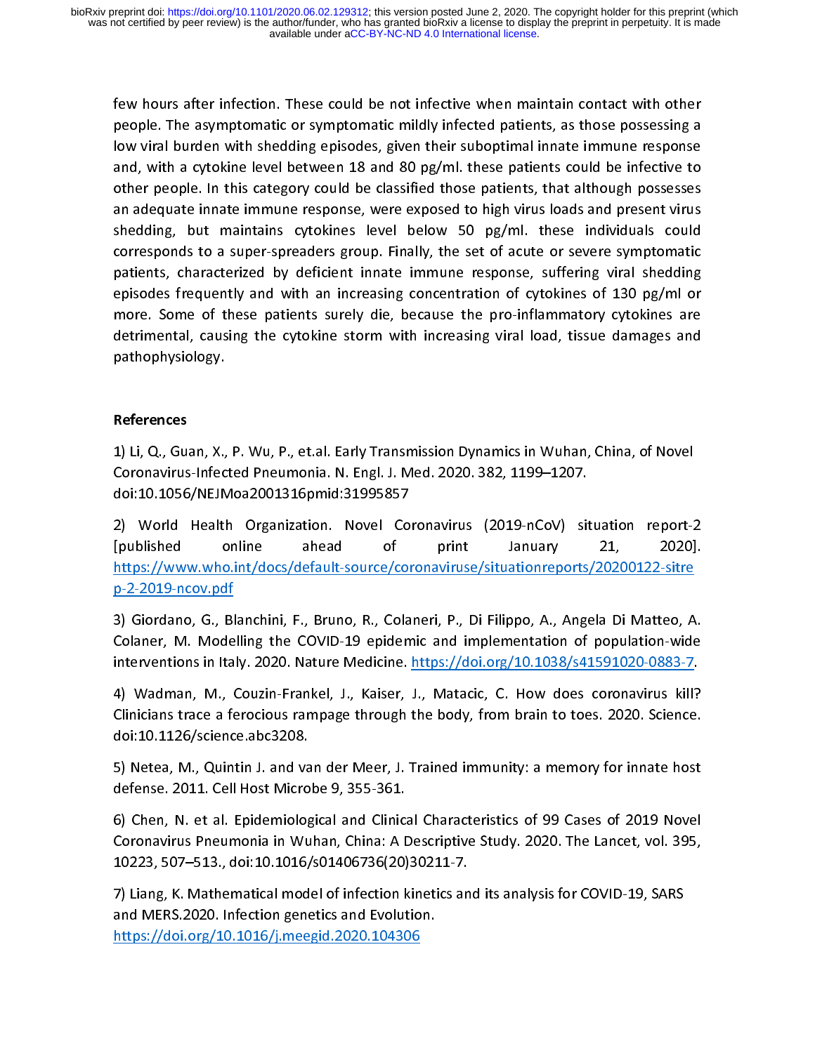few hours after infection. These could be not infective when maintain contact with other people. The asymptomatic or symptomatic mildly infected patients, as those possessing a low viral burden with shedding episodes, given their suboptimal innate immune response and, with a cytokine level between 18 and 80 pg/ml. these patients could be infective to other people. In this category could be classified those patients, that although possesses an adequate innate immune response, were exposed to high virus loads and present virus shedding, but maintains cytokines level below 50 pg/ml. these individuals could corresponds to a super-spreaders group. Finally, the set of acute or severe symptomatic patients, characterized by deficient innate immune response, suffering viral shedding episodes frequently and with an increasing concentration of cytokines of 130 pg/ml or more. Some of these patients surely die, because the pro-inflammatory cytokines are detrimental, causing the cytokine storm with increasing viral load, tissue damages and pathophysiology.

## References

1) Li, Q., Guan, X., P. Wu, P., et.al. Early Transmission Dynamics in Wuhan, China, of Novel Coronavirus-Infected Pneumonia. N. Engl. J. Med. 2020. 382, 1199–1207. doi:10.1056/NEJMoa2001316pmid:31995857

2) World Health Organization. Novel Coronavirus (2019-nCoV) situation report-2 [published online ahead of print January 21, 2020]. https://www.who.int/docs/default-source/coronaviruse/situationreports/20200122-sitrep-2-2019-ncov.pdf

3) Giordano, G., Blanchini, F., Bruno, R., Colaneri, P., Di Filippo, A., Angela Di Matteo, A. Colaner, M. Modelling the COVID-19 epidemic and implementation of population-wide interventions in Italy. 2020. Nature Medicine. https://doi.org/10.1038/s41591020-0883-7.

4) Wadman, M., Couzin-Frankel, J., Kaiser, J., Matacic, C. How does coronavirus kill? Clinicians trace a ferocious rampage through the body, from brain to toes. 2020. Science. doi:10.1126/science.abc3208.

5) Netea, M., Quintin J. and van der Meer, J. Trained immunity: a memory for innate host defense. 2011. Cell Host Microbe 9, 355-361.

6) Chen, N. et al. Epidemiological and Clinical Characteristics of 99 Cases of 2019 Novel Coronavirus Pneumonia in Wuhan, China: A Descriptive Study. 2020. The Lancet, vol. 395, 10223, 507–513., doi:10.1016/s01406736(20)30211-7.

7) Liang, K. Mathematical model of infection kinetics and its analysis for COVID-19, SARS and MERS.2020. Infection genetics and Evolution. https://doi.org/10.1016/j.meegid.2020.104306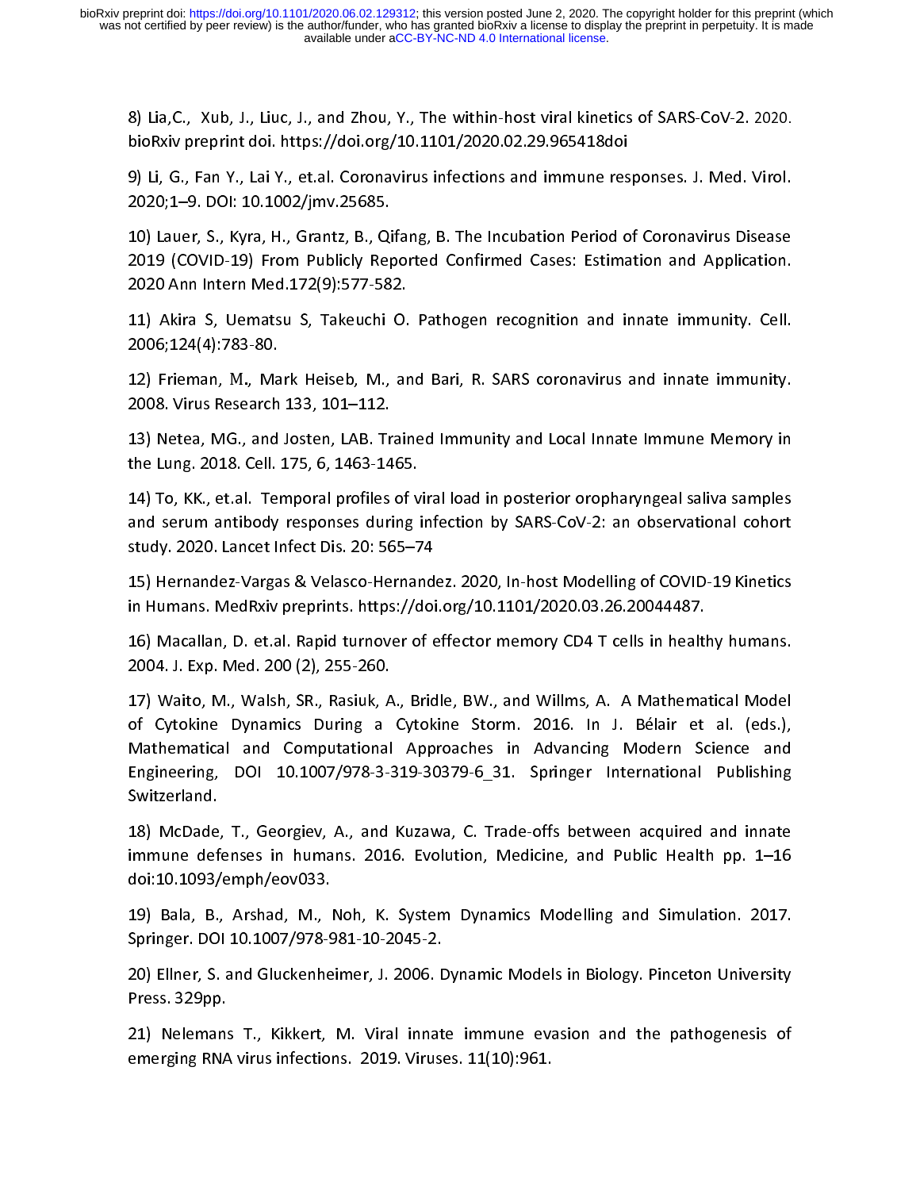8) Lia,C., Xub, J., Liuc, J., and Zhou, Y., The within-host viral kinetics of SARS-CoV-2. 2020. bioRxiv preprint doi. https://doi.org/10.1101/2020.02.29.965418doi

9) Li, G., Fan Y., Lai Y., et.al. Coronavirus infections and immune responses. J. Med. Virol. 2020;1–9. DOI: 10.1002/jmv.25685.

10) Lauer, S., Kyra, H., Grantz, B., Qifang, B. The Incubation Period of Coronavirus Disease 2019 (COVID-19) From Publicly Reported Confirmed Cases: Estimation and Application. 2020 Ann Intern Med.172(9):577-582.

11) Akira S, Uematsu S, Takeuchi O. Pathogen recognition and innate immunity. Cell. 2006;124(4):783-80.

12) Frieman, M., Mark Heiseb, M., and Bari, R. SARS coronavirus and innate immunity. 2008. Virus Research 133, 101–112.

13) Netea, MG., and Josten, LAB. Trained Immunity and Local Innate Immune Memory in the Lung. 2018. Cell. 175, 6, 1463-1465.

14) To, KK., et.al. Temporal profiles of viral load in posterior oropharyngeal saliva samples and serum antibody responses during infection by SARS-CoV-2: an observational cohort study. 2020. Lancet Infect Dis. 20: 565–74

15) Hernandez-Vargas & Velasco-Hernandez. 2020, In-host Modelling of COVID-19 Kinetics in Humans. MedRxiv preprints. https://doi.org/10.1101/2020.03.26.20044487.

16) Macallan, D. et.al. Rapid turnover of effector memory CD4 T cells in healthy humans. 2004. J. Exp. Med. 200 (2), 255-260.

17) Waito, M., Walsh, SR., Rasiuk, A., Bridle, BW., and Willms, A. A Mathematical Model of Cytokine Dynamics During a Cytokine Storm. 2016. In J. Bélair et al. (eds.), Mathematical and Computational Approaches in Advancing Modern Science and Engineering, DOI 10.1007/978-3-319-30379-6_31. Springer International Publishing Switzerland.

18) McDade, T., Georgiev, A., and Kuzawa, C. Trade-offs between acquired and innate immune defenses in humans. 2016. Evolution, Medicine, and Public Health pp. 1–16 doi:10.1093/emph/eov033.

19) Bala, B., Arshad, M., Noh, K. System Dynamics Modelling and Simulation. 2017. Springer. DOI 10.1007/978-981-10-2045-2.

20) Ellner, S. and Gluckenheimer, J. 2006. Dynamic Models in Biology. Pinceton University Press. 329pp.

21) Nelemans T., Kikkert, M. Viral innate immune evasion and the pathogenesis of emerging RNA virus infections. 2019. Viruses. 11(10):961.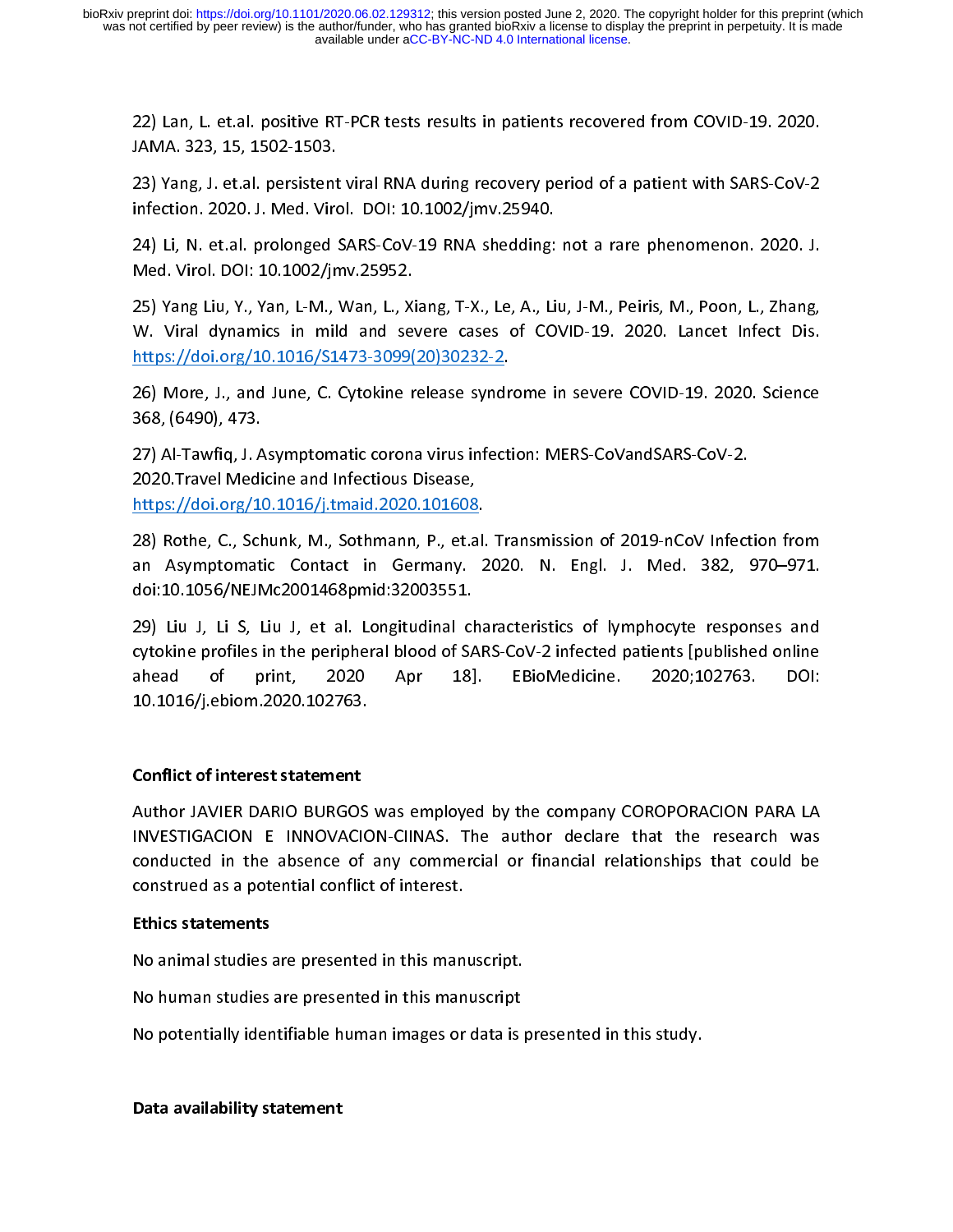22) Lan, L. et.al. positive RT-PCR tests results in patients recovered from COVID-19. 2020. JAMA. 323, 15, 1502-1503.

23) Yang, J. et.al. persistent viral RNA during recovery period of a patient with SARS-CoV-2 infection. 2020. J. Med. Virol. DOI: 10.1002/jmv.25940.

24) Li, N. et.al. prolonged SARS-CoV-19 RNA shedding: not a rare phenomenon. 2020. J. Med. Virol. DOI: 10.1002/jmv.25952.

25) Yang Liu, Y., Yan, L-M., Wan, L., Xiang, T-X., Le, A., Liu, J-M., Peiris, M., Poon, L., Zhang, W. Viral dynamics in mild and severe cases of COVID-19. 2020. Lancet Infect Dis. https://doi.org/10.1016/S1473-3099(20)30232-2.

26) More, J., and June, C. Cytokine release syndrome in severe COVID-19. 2020. Science 368, (6490), 473.

27) Al-Tawfiq, J. Asymptomatic corona virus infection: MERS-CoVandSARS-CoV-2. 2020.Travel Medicine and Infectious Disease, https://doi.org/10.1016/j.tmaid.2020.101608.

28) Rothe, C., Schunk, M., Sothmann, P., et.al. Transmission of 2019-nCoV Infection from an Asymptomatic Contact in Germany. 2020. N. Engl. J. Med. 382, 970–971. doi:10.1056/NEJMc2001468pmid:32003551.

29) Liu J, Li S, Liu J, et al. Longitudinal characteristics of lymphocyte responses and cytokine profiles in the peripheral blood of SARS-CoV-2 infected patients [published online ahead of print, 2020 Apr 18]. EBioMedicine. 2020;102763. DOI: 10.1016/j.ebiom.2020.102763.

**Conflict of interest statement**

Author JAVIER DARIO BURGOS was employed by the company COROPORACION PARA LA INVESTIGACION E INNOVACION-CIINAS. The author declare that the research was conducted in the absence of any commercial or financial relationships that could be construed as a potential conflict of interest.

**Ethics statements**

No animal studies are presented in this manuscript.

No human studies are presented in this manuscript

No potentially identifiable human images or data is presented in this study.

**Data availability statement**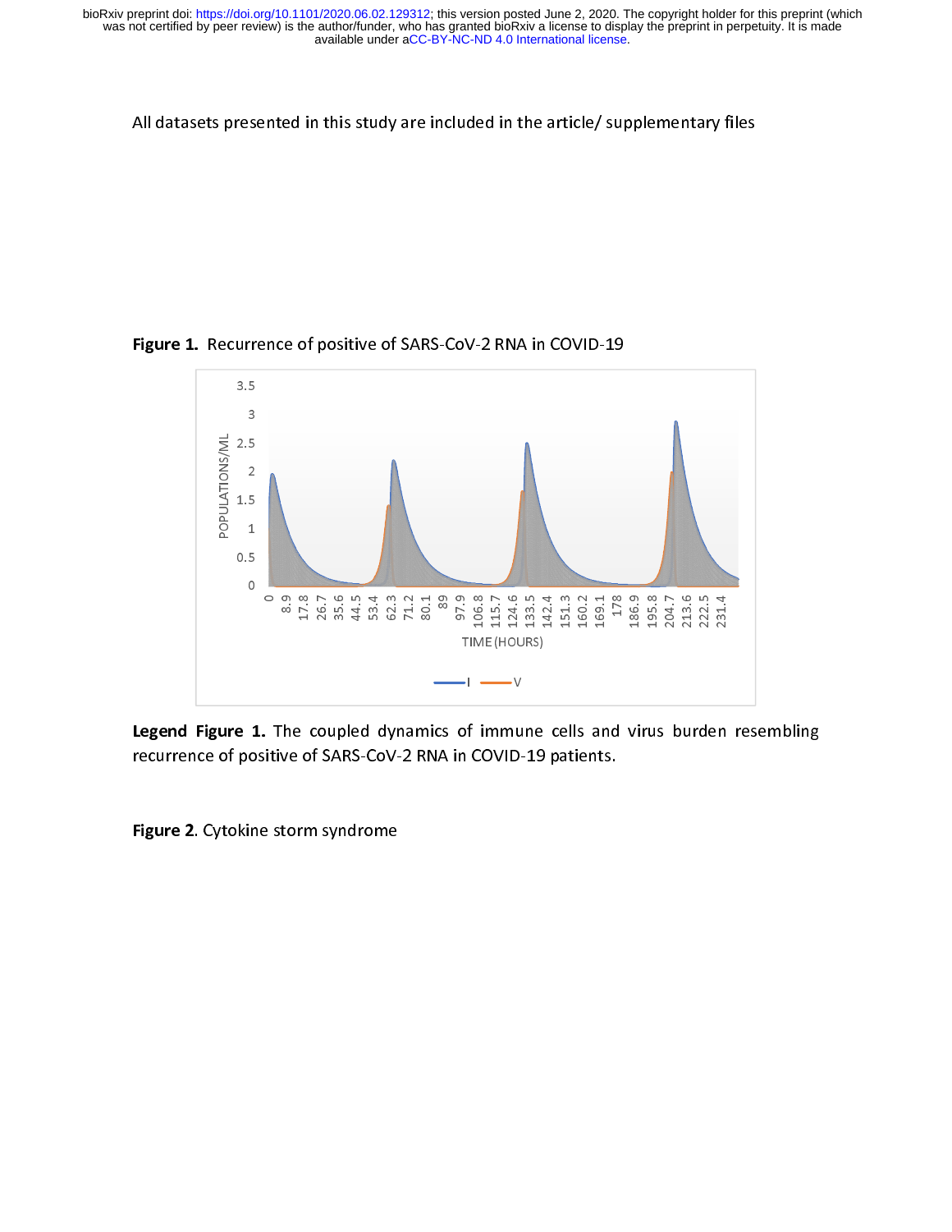All datasets presented in this study are included in the article/ supplementary files

**Figure 1.** Recurrence of positive of SARS-CoV-2 RNA in COVID-19

**Legend Figure 1.** The coupled dynamics of immune cells and virus burden resembling recurrence of positive of SARS-CoV-2 RNA in COVID-19 patients.

**Figure 2**. Cytokine storm syndrome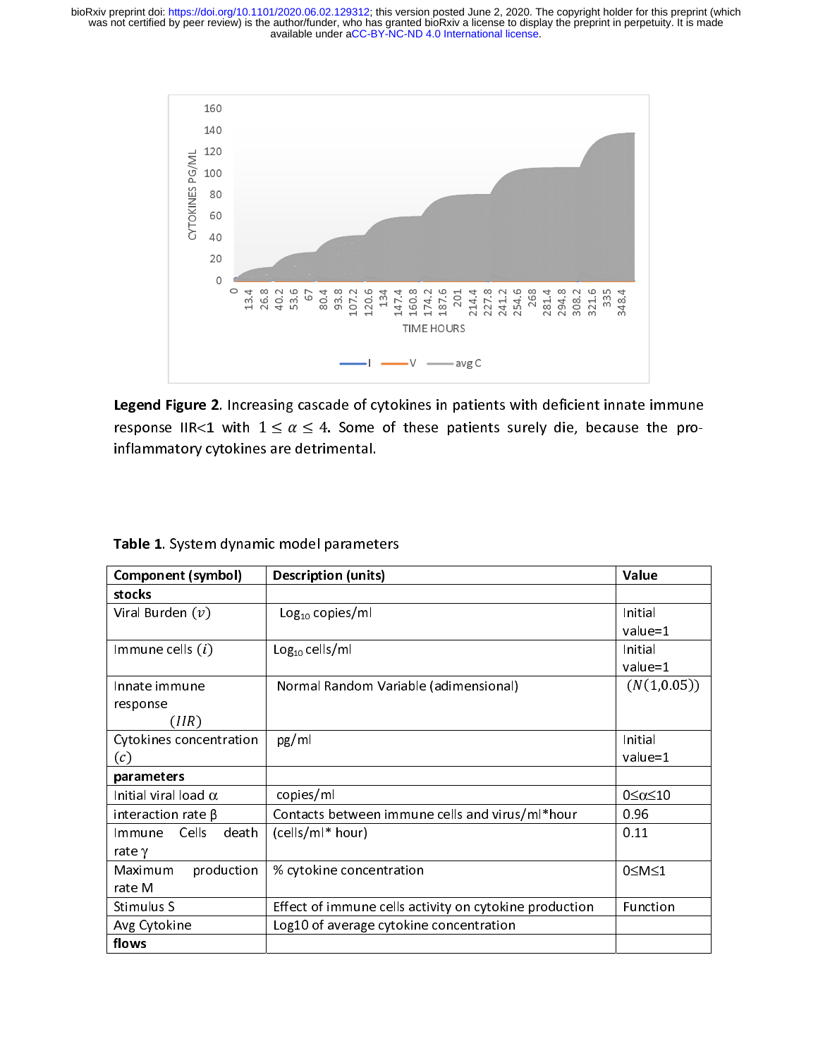**Legend Figure 2**. Increasing cascade of cytokines in patients with deficient innate immune response IIR<1 with $1 \leq \alpha \leq 4$. Some of these patients surely die, because the pro-inflammatory cytokines are detrimental.

**Table 1**. System dynamic model parameters

| **Component (symbol)** | **Description (units)** | **Value** |
|---|---|---|
| **stocks** | | |
| Viral Burden ($v$) | $Log_{10}$ copies/ml | Initial value=1 |
| Immune cells ($i$) | $Log_{10}$ cells/ml | Initial value=1 |
| Innate immune response ($IIR$) | Normal Random Variable (adimensional) | $(N(1{,}0.05))$ |
| Cytokines concentration ($c$) | pg/ml | Initial value=1 |
| **parameters** | | |
| Initial viral load $\alpha$ | copies/ml | $0 \leq \alpha \leq 10$ |
| interaction rate $\beta$ | Contacts between immune cells and virus/ml*hour | 0.96 |
| Immune Cells death rate $\gamma$ | (cells/ml* hour) | 0.11 |
| Maximum production rate M | % cytokine concentration | $0 \leq M \leq 1$ |
| Stimulus S | Effect of immune cells activity on cytokine production | Function |
| Avg Cytokine | Log10 of average cytokine concentration | |
| **flows** | | |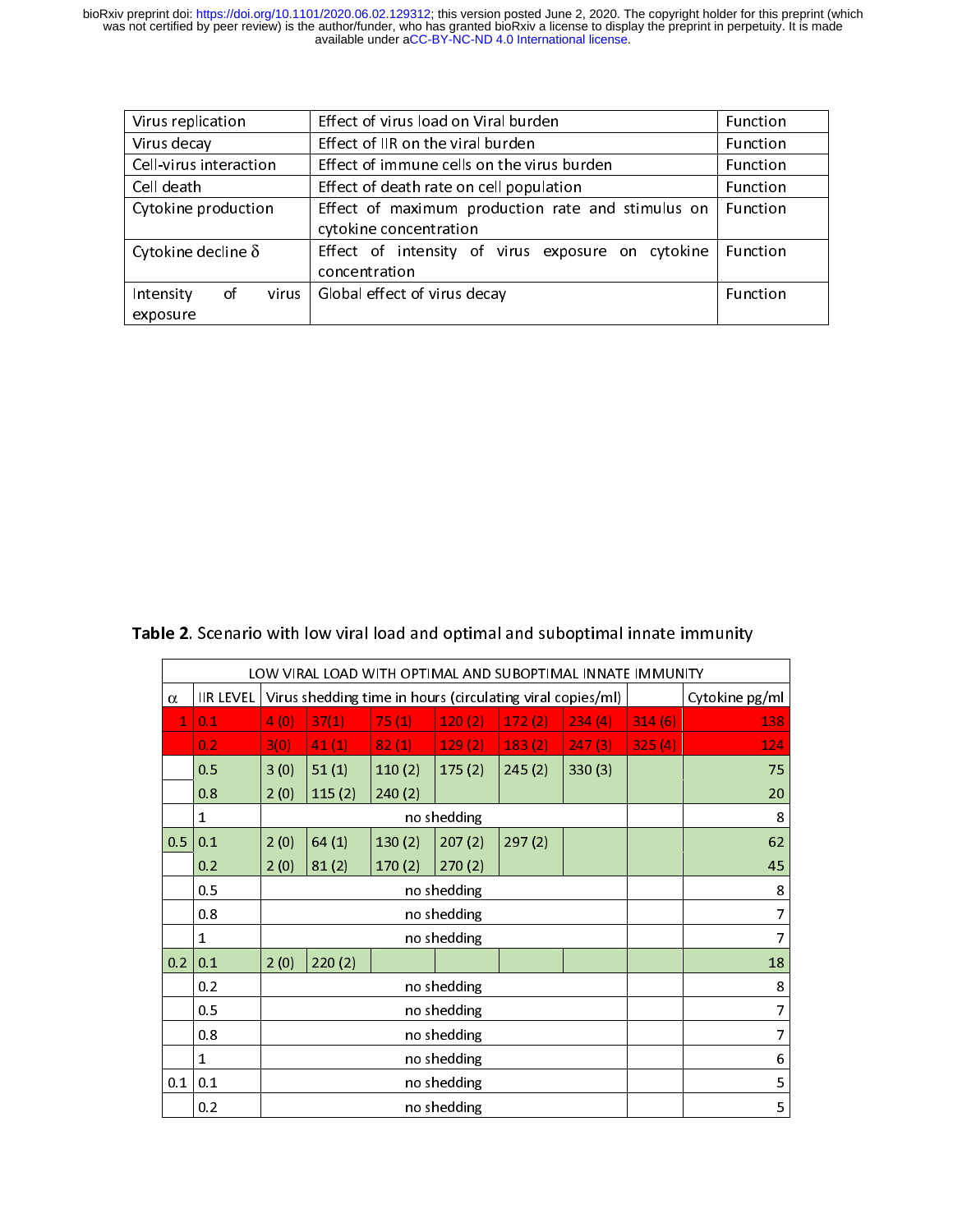| Virus replication | Effect of virus load on Viral burden | Function |
|---|---|---|
| Virus decay | Effect of IIR on the viral burden | Function |
| Cell-virus interaction | Effect of immune cells on the virus burden | Function |
| Cell death | Effect of death rate on cell population | Function |
| Cytokine production | Effect of maximum production rate and stimulus on cytokine concentration | Function |
| Cytokine decline $\delta$ | Effect of intensity of virus exposure on cytokine concentration | Function |
| Intensity of virus exposure | Global effect of virus decay | Function |

**Table 2**. Scenario with low viral load and optimal and suboptimal innate immunity

| LOW VIRAL LOAD WITH OPTIMAL AND SUBOPTIMAL INNATE IMMUNITY | | | | | | | | | | |
|---|---|---|---|---|---|---|---|---|---|---|
| $\alpha$ | IIR LEVEL | Virus shedding time in hours (circulating viral copies/ml) | | | | | | | | Cytokine pg/ml |
| 1 | 0.1 | 4 (0) | 37(1) | 75 (1) | 120 (2) | 172 (2) | 234 (4) | 314 (6) | | 138 |
| | 0.2 | 3(0) | 41 (1) | 82 (1) | 129 (2) | 183 (2) | 247 (3) | 325 (4) | | 124 |
| | 0.5 | 3 (0) | 51 (1) | 110 (2) | 175 (2) | 245 (2) | 330 (3) | | | 75 |
| | 0.8 | 2 (0) | 115 (2) | 240 (2) | | | | | | 20 |
| | 1 | no shedding | | | | | | | | 8 |
| 0.5 | 0.1 | 2 (0) | 64 (1) | 130 (2) | 207 (2) | 297 (2) | | | | 62 |
| | 0.2 | 2 (0) | 81 (2) | 170 (2) | 270 (2) | | | | | 45 |
| | 0.5 | no shedding | | | | | | | | 8 |
| | 0.8 | no shedding | | | | | | | | 7 |
| | 1 | no shedding | | | | | | | | 7 |
| 0.2 | 0.1 | 2 (0) | 220 (2) | | | | | | | 18 |
| | 0.2 | no shedding | | | | | | | | 8 |
| | 0.5 | no shedding | | | | | | | | 7 |
| | 0.8 | no shedding | | | | | | | | 7 |
| | 1 | no shedding | | | | | | | | 6 |
| 0.1 | 0.1 | no shedding | | | | | | | | 5 |
| | 0.2 | no shedding | | | | | | | | 5 |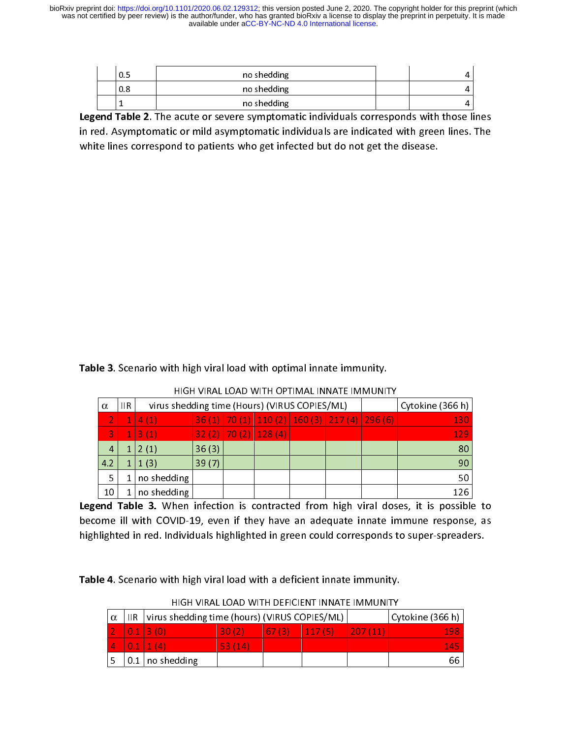| | 0.5 | no shedding | | 4 |
|---|---|---|---|---|
| | 0.8 | no shedding | | 4 |
| | 1 | no shedding | | 4 |

**Legend Table 2**. The acute or severe symptomatic individuals corresponds with those lines in red. Asymptomatic or mild asymptomatic individuals are indicated with green lines. The white lines correspond to patients who get infected but do not get the disease.

**Table 3**. Scenario with high viral load with optimal innate immunity.

HIGH VIRAL LOAD WITH OPTIMAL INNATE IMMUNITY

| α | IIR | virus shedding time (Hours) (VIRUS COPIES/ML) | | | | | | | | Cytokine (366 h) |
|---|---|---|---|---|---|---|---|---|---|---|
| 2 | 1 | 4 (1) | 36 (1) | 70 (1) | 110 (2) | 160 (3) | 217 (4) | 296 (6) | | 130 |
| 3 | 1 | 3 (1) | 32 (2) | 70 (2) | 128 (4) | | | | | 129 |
| 4 | 1 | 2 (1) | 36 (3) | | | | | | | 80 |
| 4.2 | 1 | 1 (3) | 39 (7) | | | | | | | 90 |
| 5 | 1 | no shedding | | | | | | | | 50 |
| 10 | 1 | no shedding | | | | | | | | 126 |

**Legend Table 3.** When infection is contracted from high viral doses, it is possible to become ill with COVID-19, even if they have an adequate innate immune response, as highlighted in red. Individuals highlighted in green could corresponds to super-spreaders.

**Table 4**. Scenario with high viral load with a deficient innate immunity.

HIGH VIRAL LOAD WITH DEFICIENT INNATE IMMUNITY

| α | IIR | virus shedding time (hours) (VIRUS COPIES/ML) | | | | | | Cytokine (366 h) |
|---|---|---|---|---|---|---|---|---|
| 2 | 0.1 | 3 (0) | 30 (2) | 67 (3) | 117 (5) | 207 (11) | | 198 |
| 4 | 0.1 | 1 (4) | 53 (14) | | | | | 145 |
| 5 | 0.1 | no shedding | | | | | | 66 |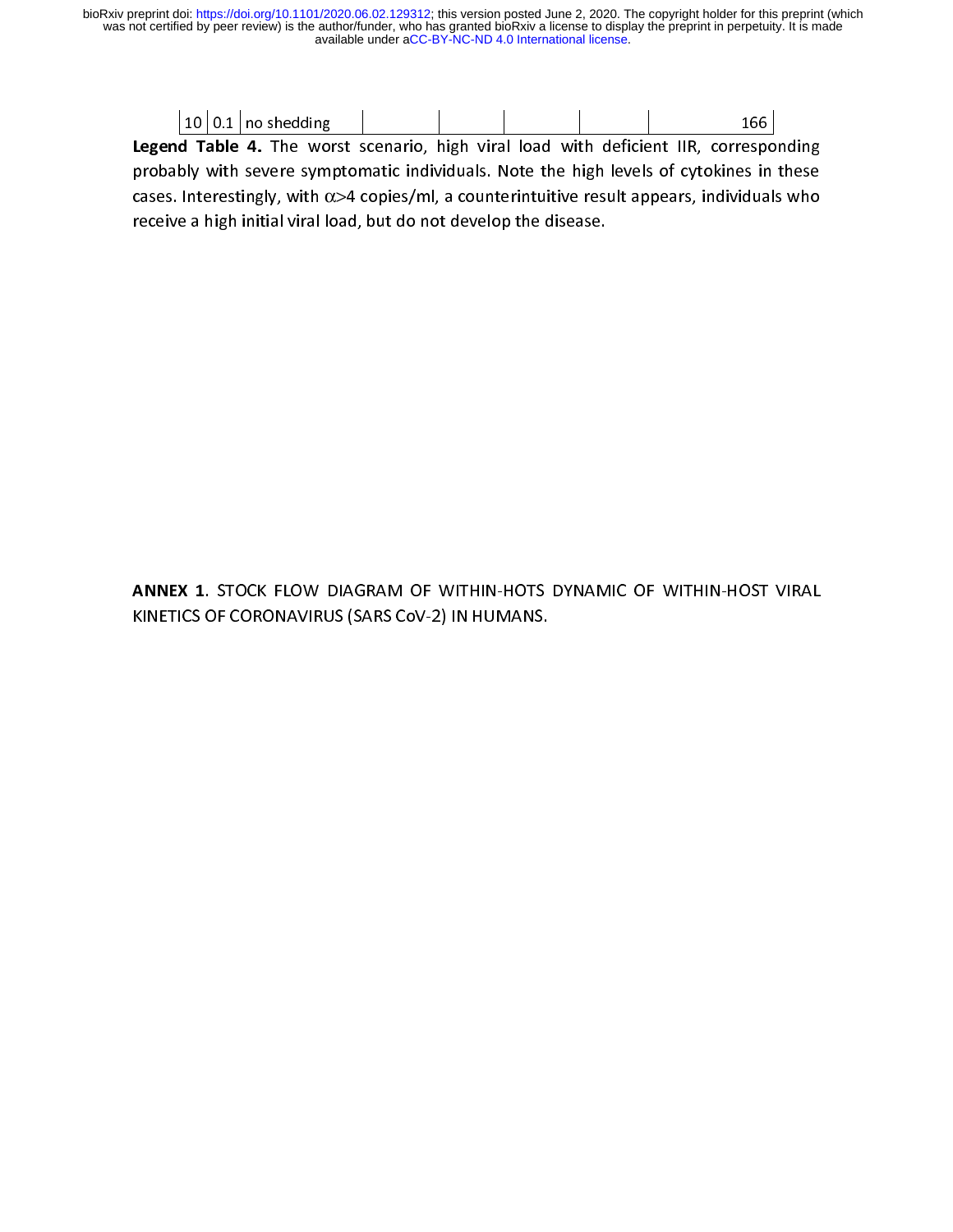| 10 | 0.1 | no shedding | | | | | 166 |
|---|---|---|---|---|---|---|---|

**Legend Table 4.** The worst scenario, high viral load with deficient IIR, corresponding probably with severe symptomatic individuals. Note the high levels of cytokines in these cases. Interestingly, with $\alpha$>4 copies/ml, a counterintuitive result appears, individuals who receive a high initial viral load, but do not develop the disease.

**ANNEX 1**. STOCK FLOW DIAGRAM OF WITHIN-HOTS DYNAMIC OF WITHIN-HOST VIRAL KINETICS OF CORONAVIRUS (SARS CoV-2) IN HUMANS.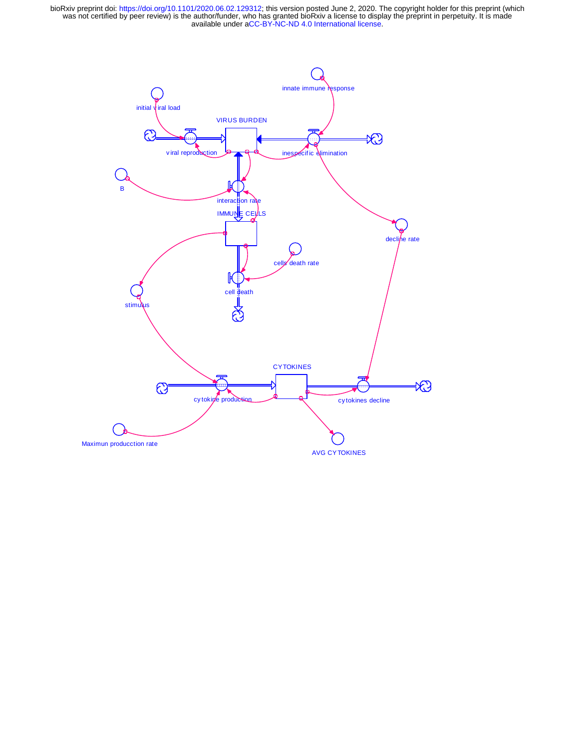VIRUS BURDEN

initial viral load

viral reproduction

innate immune response

inespecific elimination

B

interaction rate

IMMUNE CELLS

decline rate

cells death rate

cell death

stimulus

CYTOKINES

cytokine production

cytokines decline

Maximun producction rate

AVG CYTOKINES